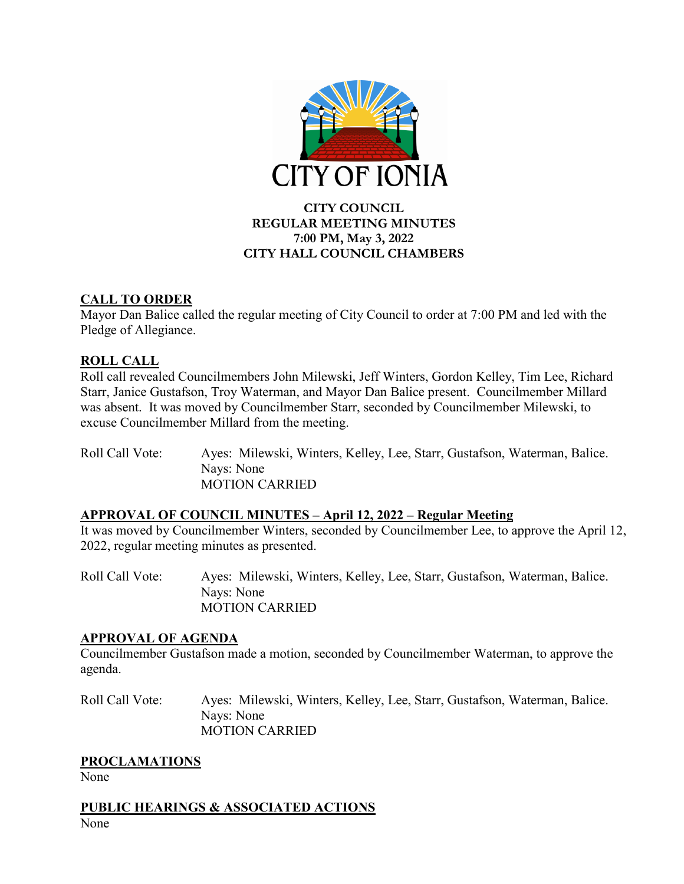CITY OF IONIA

**CITY COUNCIL**
**REGULAR MEETING MINUTES**
**7:00 PM, May 3, 2022**
**CITY HALL COUNCIL CHAMBERS**

## CALL TO ORDER

Mayor Dan Balice called the regular meeting of City Council to order at 7:00 PM and led with the Pledge of Allegiance.

## ROLL CALL

Roll call revealed Councilmembers John Milewski, Jeff Winters, Gordon Kelley, Tim Lee, Richard Starr, Janice Gustafson, Troy Waterman, and Mayor Dan Balice present. Councilmember Millard was absent. It was moved by Councilmember Starr, seconded by Councilmember Milewski, to excuse Councilmember Millard from the meeting.

Roll Call Vote: Ayes: Milewski, Winters, Kelley, Lee, Starr, Gustafson, Waterman, Balice.
Nays: None
MOTION CARRIED

## APPROVAL OF COUNCIL MINUTES – April 12, 2022 – Regular Meeting

It was moved by Councilmember Winters, seconded by Councilmember Lee, to approve the April 12, 2022, regular meeting minutes as presented.

Roll Call Vote: Ayes: Milewski, Winters, Kelley, Lee, Starr, Gustafson, Waterman, Balice.
Nays: None
MOTION CARRIED

## APPROVAL OF AGENDA

Councilmember Gustafson made a motion, seconded by Councilmember Waterman, to approve the agenda.

Roll Call Vote: Ayes: Milewski, Winters, Kelley, Lee, Starr, Gustafson, Waterman, Balice.
Nays: None
MOTION CARRIED

## PROCLAMATIONS

None

## PUBLIC HEARINGS & ASSOCIATED ACTIONS

None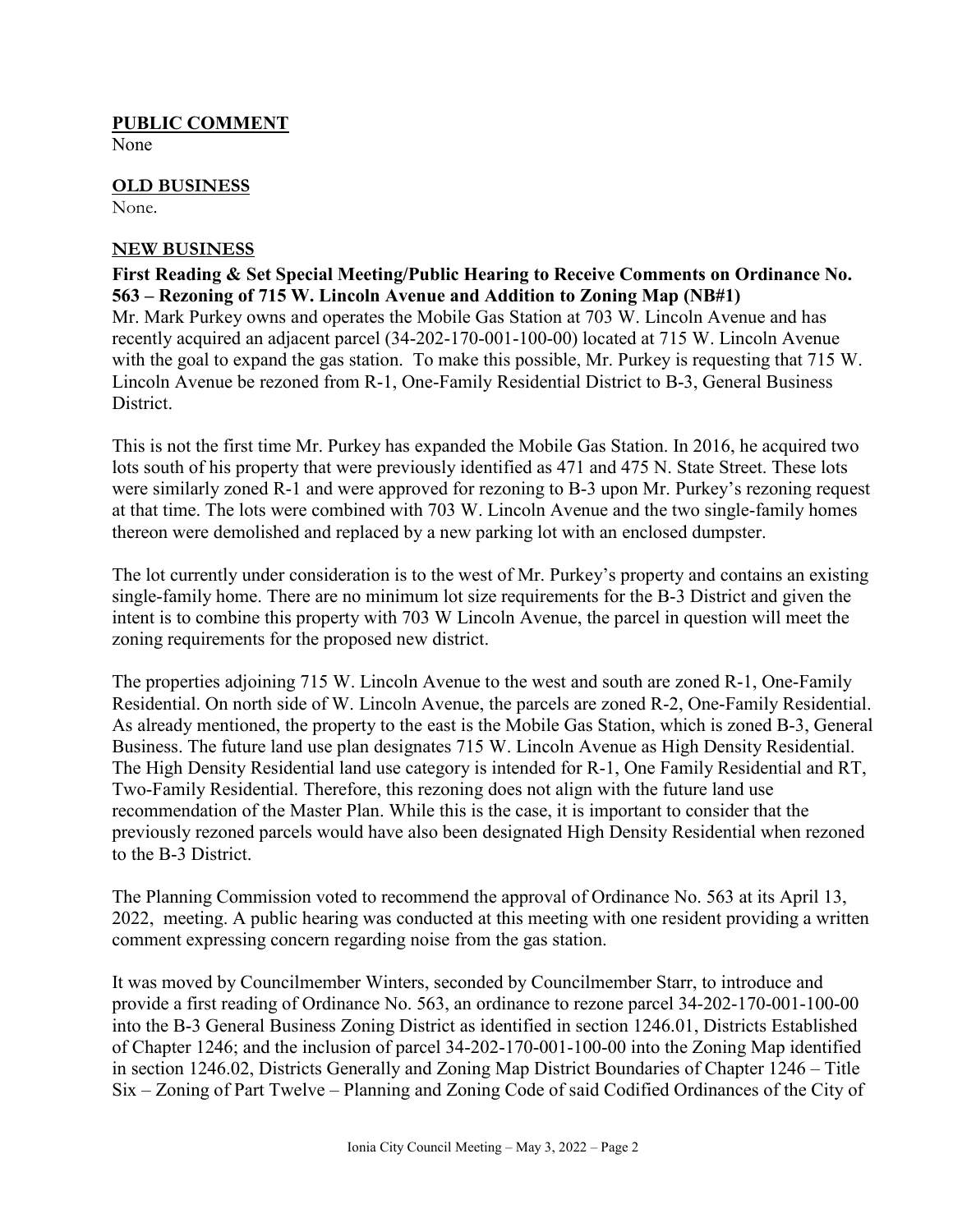**PUBLIC COMMENT**

None

**OLD BUSINESS**

None.

**NEW BUSINESS**

**First Reading & Set Special Meeting/Public Hearing to Receive Comments on Ordinance No. 563 – Rezoning of 715 W. Lincoln Avenue and Addition to Zoning Map (NB#1)**

Mr. Mark Purkey owns and operates the Mobile Gas Station at 703 W. Lincoln Avenue and has recently acquired an adjacent parcel (34-202-170-001-100-00) located at 715 W. Lincoln Avenue with the goal to expand the gas station. To make this possible, Mr. Purkey is requesting that 715 W. Lincoln Avenue be rezoned from R-1, One-Family Residential District to B-3, General Business District.

This is not the first time Mr. Purkey has expanded the Mobile Gas Station. In 2016, he acquired two lots south of his property that were previously identified as 471 and 475 N. State Street. These lots were similarly zoned R-1 and were approved for rezoning to B-3 upon Mr. Purkey's rezoning request at that time. The lots were combined with 703 W. Lincoln Avenue and the two single-family homes thereon were demolished and replaced by a new parking lot with an enclosed dumpster.

The lot currently under consideration is to the west of Mr. Purkey's property and contains an existing single-family home. There are no minimum lot size requirements for the B-3 District and given the intent is to combine this property with 703 W Lincoln Avenue, the parcel in question will meet the zoning requirements for the proposed new district.

The properties adjoining 715 W. Lincoln Avenue to the west and south are zoned R-1, One-Family Residential. On north side of W. Lincoln Avenue, the parcels are zoned R-2, One-Family Residential. As already mentioned, the property to the east is the Mobile Gas Station, which is zoned B-3, General Business. The future land use plan designates 715 W. Lincoln Avenue as High Density Residential. The High Density Residential land use category is intended for R-1, One Family Residential and RT, Two-Family Residential. Therefore, this rezoning does not align with the future land use recommendation of the Master Plan. While this is the case, it is important to consider that the previously rezoned parcels would have also been designated High Density Residential when rezoned to the B-3 District.

The Planning Commission voted to recommend the approval of Ordinance No. 563 at its April 13, 2022, meeting. A public hearing was conducted at this meeting with one resident providing a written comment expressing concern regarding noise from the gas station.

It was moved by Councilmember Winters, seconded by Councilmember Starr, to introduce and provide a first reading of Ordinance No. 563, an ordinance to rezone parcel 34-202-170-001-100-00 into the B-3 General Business Zoning District as identified in section 1246.01, Districts Established of Chapter 1246; and the inclusion of parcel 34-202-170-001-100-00 into the Zoning Map identified in section 1246.02, Districts Generally and Zoning Map District Boundaries of Chapter 1246 – Title Six – Zoning of Part Twelve – Planning and Zoning Code of said Codified Ordinances of the City of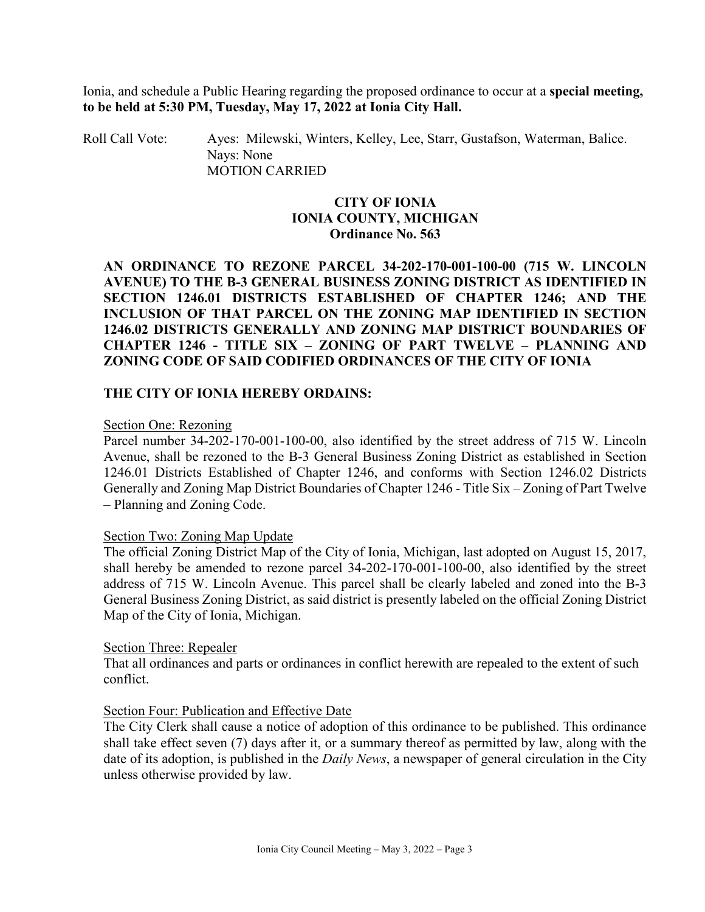Ionia, and schedule a Public Hearing regarding the proposed ordinance to occur at a **special meeting, to be held at 5:30 PM, Tuesday, May 17, 2022 at Ionia City Hall.**

Roll Call Vote: Ayes: Milewski, Winters, Kelley, Lee, Starr, Gustafson, Waterman, Balice.
Nays: None
MOTION CARRIED

**CITY OF IONIA**
**IONIA COUNTY, MICHIGAN**
**Ordinance No. 563**

**AN ORDINANCE TO REZONE PARCEL 34-202-170-001-100-00 (715 W. LINCOLN AVENUE) TO THE B-3 GENERAL BUSINESS ZONING DISTRICT AS IDENTIFIED IN SECTION 1246.01 DISTRICTS ESTABLISHED OF CHAPTER 1246; AND THE INCLUSION OF THAT PARCEL ON THE ZONING MAP IDENTIFIED IN SECTION 1246.02 DISTRICTS GENERALLY AND ZONING MAP DISTRICT BOUNDARIES OF CHAPTER 1246 - TITLE SIX – ZONING OF PART TWELVE – PLANNING AND ZONING CODE OF SAID CODIFIED ORDINANCES OF THE CITY OF IONIA**

**THE CITY OF IONIA HEREBY ORDAINS:**

Section One: Rezoning

Parcel number 34-202-170-001-100-00, also identified by the street address of 715 W. Lincoln Avenue, shall be rezoned to the B-3 General Business Zoning District as established in Section 1246.01 Districts Established of Chapter 1246, and conforms with Section 1246.02 Districts Generally and Zoning Map District Boundaries of Chapter 1246 - Title Six – Zoning of Part Twelve – Planning and Zoning Code.

Section Two: Zoning Map Update

The official Zoning District Map of the City of Ionia, Michigan, last adopted on August 15, 2017, shall hereby be amended to rezone parcel 34-202-170-001-100-00, also identified by the street address of 715 W. Lincoln Avenue. This parcel shall be clearly labeled and zoned into the B-3 General Business Zoning District, as said district is presently labeled on the official Zoning District Map of the City of Ionia, Michigan.

Section Three: Repealer

That all ordinances and parts or ordinances in conflict herewith are repealed to the extent of such conflict.

Section Four: Publication and Effective Date

The City Clerk shall cause a notice of adoption of this ordinance to be published. This ordinance shall take effect seven (7) days after it, or a summary thereof as permitted by law, along with the date of its adoption, is published in the *Daily News*, a newspaper of general circulation in the City unless otherwise provided by law.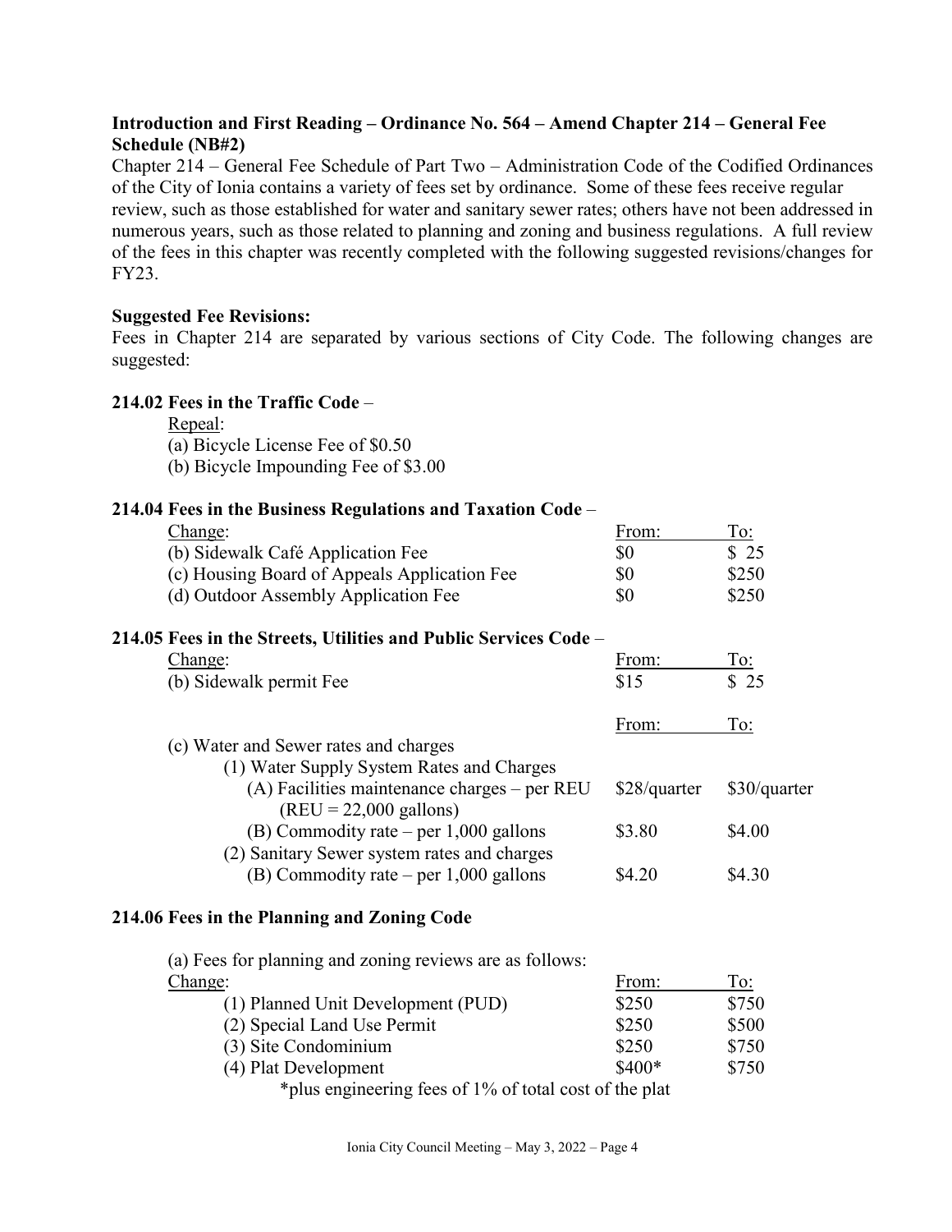**Introduction and First Reading – Ordinance No. 564 – Amend Chapter 214 – General Fee Schedule (NB#2)**

Chapter 214 – General Fee Schedule of Part Two – Administration Code of the Codified Ordinances of the City of Ionia contains a variety of fees set by ordinance. Some of these fees receive regular review, such as those established for water and sanitary sewer rates; others have not been addressed in numerous years, such as those related to planning and zoning and business regulations. A full review of the fees in this chapter was recently completed with the following suggested revisions/changes for FY23.

**Suggested Fee Revisions:**

Fees in Chapter 214 are separated by various sections of City Code. The following changes are suggested:

**214.02 Fees in the Traffic Code** –

Repeal:

(a) Bicycle License Fee of $0.50

(b) Bicycle Impounding Fee of $3.00

**214.04 Fees in the Business Regulations and Taxation Code** –

| Change: | From: | To: |
|---|---|---|
| (b) Sidewalk Café Application Fee | $0 | $ 25 |
| (c) Housing Board of Appeals Application Fee | $0 | $250 |
| (d) Outdoor Assembly Application Fee | $0 | $250 |

**214.05 Fees in the Streets, Utilities and Public Services Code** –

| Change: | From: | To: |
|---|---|---|
| (b) Sidewalk permit Fee | $15 | $ 25 |

| | From: | To: |
|---|---|---|
| (c) Water and Sewer rates and charges | | |
| (1) Water Supply System Rates and Charges | | |
| (A) Facilities maintenance charges – per REU (REU = 22,000 gallons) | $28/quarter | $30/quarter |
| (B) Commodity rate – per 1,000 gallons | $3.80 | $4.00 |
| (2) Sanitary Sewer system rates and charges | | |
| (B) Commodity rate – per 1,000 gallons | $4.20 | $4.30 |

**214.06 Fees in the Planning and Zoning Code**

(a) Fees for planning and zoning reviews are as follows:

| Change: | From: | To: |
|---|---|---|
| (1) Planned Unit Development (PUD) | $250 | $750 |
| (2) Special Land Use Permit | $250 | $500 |
| (3) Site Condominium | $250 | $750 |
| (4) Plat Development | $400* | $750 |

*plus engineering fees of 1% of total cost of the plat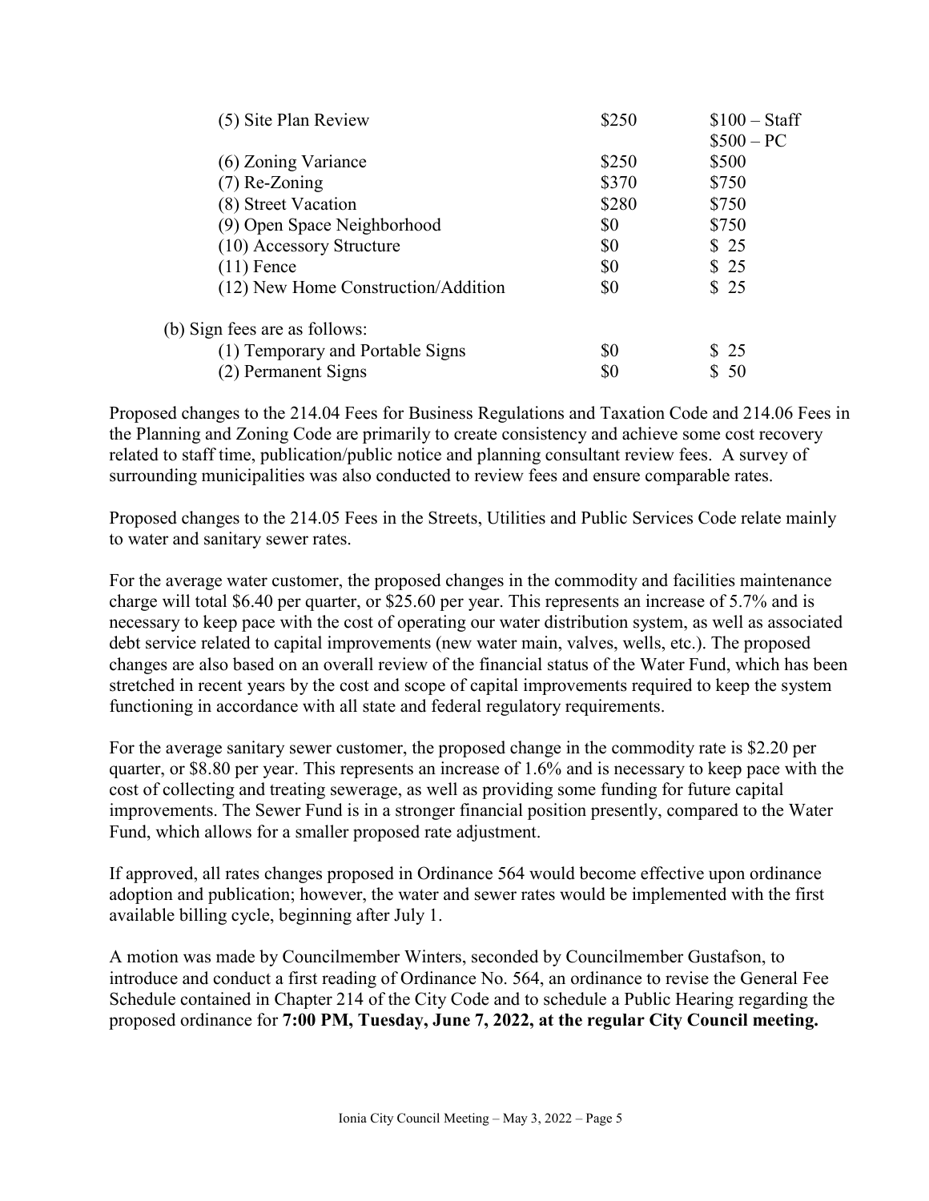| | | |
|---|---|---|
| (5) Site Plan Review | \$250 | \$100 – Staff<br>\$500 – PC |
| (6) Zoning Variance | \$250 | \$500 |
| (7) Re-Zoning | \$370 | \$750 |
| (8) Street Vacation | \$280 | \$750 |
| (9) Open Space Neighborhood | \$0 | \$750 |
| (10) Accessory Structure | \$0 | \$ 25 |
| (11) Fence | \$0 | \$ 25 |
| (12) New Home Construction/Addition | \$0 | \$ 25 |

(b) Sign fees are as follows:

| | | |
|---|---|---|
| (1) Temporary and Portable Signs | \$0 | \$ 25 |
| (2) Permanent Signs | \$0 | \$ 50 |

Proposed changes to the 214.04 Fees for Business Regulations and Taxation Code and 214.06 Fees in the Planning and Zoning Code are primarily to create consistency and achieve some cost recovery related to staff time, publication/public notice and planning consultant review fees. A survey of surrounding municipalities was also conducted to review fees and ensure comparable rates.

Proposed changes to the 214.05 Fees in the Streets, Utilities and Public Services Code relate mainly to water and sanitary sewer rates.

For the average water customer, the proposed changes in the commodity and facilities maintenance charge will total \$6.40 per quarter, or \$25.60 per year. This represents an increase of 5.7% and is necessary to keep pace with the cost of operating our water distribution system, as well as associated debt service related to capital improvements (new water main, valves, wells, etc.). The proposed changes are also based on an overall review of the financial status of the Water Fund, which has been stretched in recent years by the cost and scope of capital improvements required to keep the system functioning in accordance with all state and federal regulatory requirements.

For the average sanitary sewer customer, the proposed change in the commodity rate is \$2.20 per quarter, or \$8.80 per year. This represents an increase of 1.6% and is necessary to keep pace with the cost of collecting and treating sewerage, as well as providing some funding for future capital improvements. The Sewer Fund is in a stronger financial position presently, compared to the Water Fund, which allows for a smaller proposed rate adjustment.

If approved, all rates changes proposed in Ordinance 564 would become effective upon ordinance adoption and publication; however, the water and sewer rates would be implemented with the first available billing cycle, beginning after July 1.

A motion was made by Councilmember Winters, seconded by Councilmember Gustafson, to introduce and conduct a first reading of Ordinance No. 564, an ordinance to revise the General Fee Schedule contained in Chapter 214 of the City Code and to schedule a Public Hearing regarding the proposed ordinance for **7:00 PM, Tuesday, June 7, 2022, at the regular City Council meeting.**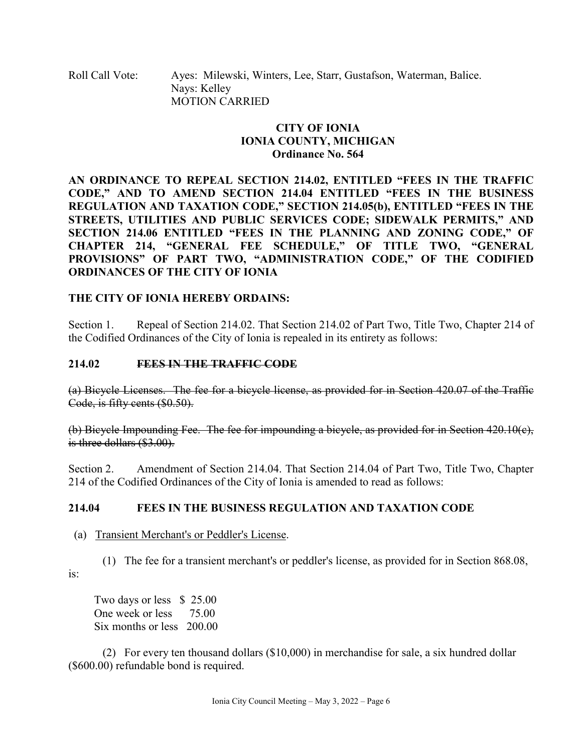Roll Call Vote: Ayes: Milewski, Winters, Lee, Starr, Gustafson, Waterman, Balice.
Nays: Kelley
MOTION CARRIED

**CITY OF IONIA**
**IONIA COUNTY, MICHIGAN**
**Ordinance No. 564**

**AN ORDINANCE TO REPEAL SECTION 214.02, ENTITLED "FEES IN THE TRAFFIC CODE," AND TO AMEND SECTION 214.04 ENTITLED "FEES IN THE BUSINESS REGULATION AND TAXATION CODE," SECTION 214.05(b), ENTITLED "FEES IN THE STREETS, UTILITIES AND PUBLIC SERVICES CODE; SIDEWALK PERMITS," AND SECTION 214.06 ENTITLED "FEES IN THE PLANNING AND ZONING CODE," OF CHAPTER 214, "GENERAL FEE SCHEDULE," OF TITLE TWO, "GENERAL PROVISIONS" OF PART TWO, "ADMINISTRATION CODE," OF THE CODIFIED ORDINANCES OF THE CITY OF IONIA**

**THE CITY OF IONIA HEREBY ORDAINS:**

Section 1. Repeal of Section 214.02. That Section 214.02 of Part Two, Title Two, Chapter 214 of the Codified Ordinances of the City of Ionia is repealed in its entirety as follows:

**214.02 ~~FEES IN THE TRAFFIC CODE~~**

~~(a) Bicycle Licenses. The fee for a bicycle license, as provided for in Section 420.07 of the Traffic Code, is fifty cents ($0.50).~~

~~(b) Bicycle Impounding Fee. The fee for impounding a bicycle, as provided for in Section 420.10(c), is three dollars ($3.00).~~

Section 2. Amendment of Section 214.04. That Section 214.04 of Part Two, Title Two, Chapter 214 of the Codified Ordinances of the City of Ionia is amended to read as follows:

**214.04 FEES IN THE BUSINESS REGULATION AND TAXATION CODE**

(a) Transient Merchant's or Peddler's License.

(1) The fee for a transient merchant's or peddler's license, as provided for in Section 868.08, is:

Two days or less $ 25.00
One week or less 75.00
Six months or less 200.00

(2) For every ten thousand dollars ($10,000) in merchandise for sale, a six hundred dollar ($600.00) refundable bond is required.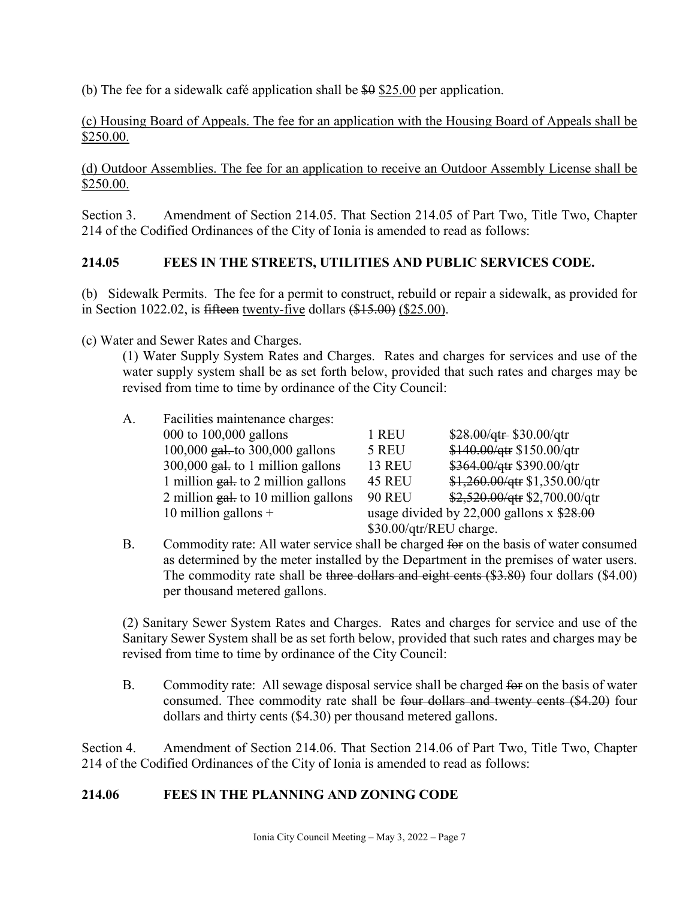(b) The fee for a sidewalk café application shall be ~~$0~~ <u>$25.00</u> per application.

<u>(c) Housing Board of Appeals. The fee for an application with the Housing Board of Appeals shall be $250.00.</u>

<u>(d) Outdoor Assemblies. The fee for an application to receive an Outdoor Assembly License shall be $250.00.</u>

Section 3. Amendment of Section 214.05. That Section 214.05 of Part Two, Title Two, Chapter 214 of the Codified Ordinances of the City of Ionia is amended to read as follows:

**214.05 FEES IN THE STREETS, UTILITIES AND PUBLIC SERVICES CODE.**

(b) Sidewalk Permits. The fee for a permit to construct, rebuild or repair a sidewalk, as provided for in Section 1022.02, is ~~fifteen~~ <u>twenty-five</u> dollars ~~($15.00)~~ <u>($25.00)</u>.

(c) Water and Sewer Rates and Charges.

(1) Water Supply System Rates and Charges. Rates and charges for services and use of the water supply system shall be as set forth below, provided that such rates and charges may be revised from time to time by ordinance of the City Council:

A. Facilities maintenance charges:

| | | |
|---|---|---|
| 000 to 100,000 gallons | 1 REU | ~~$28.00/qtr~~ $30.00/qtr |
| 100,000 ~~gal.~~ to 300,000 gallons | 5 REU | ~~$140.00/qtr~~ $150.00/qtr |
| 300,000 ~~gal.~~ to 1 million gallons | 13 REU | ~~$364.00/qtr~~ $390.00/qtr |
| 1 million ~~gal.~~ to 2 million gallons | 45 REU | ~~$1,260.00/qtr~~ $1,350.00/qtr |
| 2 million ~~gal.~~ to 10 million gallons | 90 REU | ~~$2,520.00/qtr~~ $2,700.00/qtr |
| 10 million gallons + | usage divided by 22,000 gallons x ~~$28.00~~ $30.00/qtr/REU charge. | |

B. Commodity rate: All water service shall be charged ~~for~~ on the basis of water consumed as determined by the meter installed by the Department in the premises of water users. The commodity rate shall be ~~three dollars and eight cents ($3.80)~~ four dollars ($4.00) per thousand metered gallons.

(2) Sanitary Sewer System Rates and Charges. Rates and charges for service and use of the Sanitary Sewer System shall be as set forth below, provided that such rates and charges may be revised from time to time by ordinance of the City Council:

B. Commodity rate: All sewage disposal service shall be charged ~~for~~ on the basis of water consumed. Thee commodity rate shall be ~~four dollars and twenty cents ($4.20)~~ four dollars and thirty cents ($4.30) per thousand metered gallons.

Section 4. Amendment of Section 214.06. That Section 214.06 of Part Two, Title Two, Chapter 214 of the Codified Ordinances of the City of Ionia is amended to read as follows:

**214.06 FEES IN THE PLANNING AND ZONING CODE**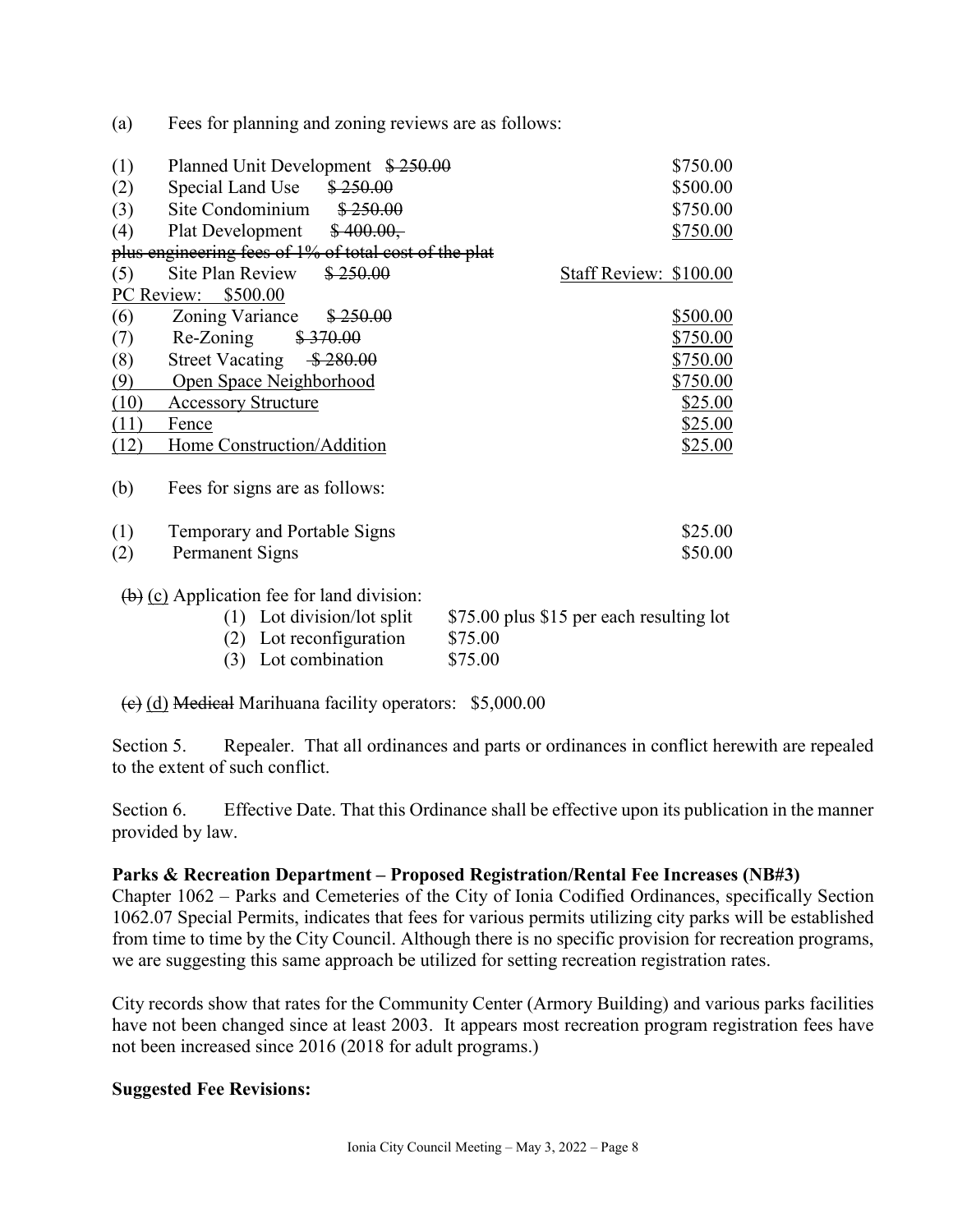(a) Fees for planning and zoning reviews are as follows:

(1) Planned Unit Development ~~$ 250.00~~ $750.00
(2) Special Land Use ~~$ 250.00~~ $500.00
(3) Site Condominium ~~$ 250.00~~ $750.00
(4) Plat Development ~~$ 400.00, plus engineering fees of 1% of total cost of the plat~~ <u>$750.00</u>
(5) Site Plan Review ~~$ 250.00~~ <u>Staff Review: $100.00</u> <u>PC Review: $500.00</u>
(6) Zoning Variance ~~$ 250.00~~ <u>$500.00</u>
(7) Re-Zoning ~~$ 370.00~~ <u>$750.00</u>
(8) Street Vacating ~~$ 280.00~~ <u>$750.00</u>
<u>(9) Open Space Neighborhood</u> <u>$750.00</u>
<u>(10) Accessory Structure</u> <u>$25.00</u>
<u>(11) Fence</u> <u>$25.00</u>
<u>(12) Home Construction/Addition</u> <u>$25.00</u>

(b) Fees for signs are as follows:

(1) Temporary and Portable Signs $25.00
(2) Permanent Signs $50.00

~~(b)~~ <u>(c)</u> Application fee for land division:
(1) Lot division/lot split $75.00 plus $15 per each resulting lot
(2) Lot reconfiguration $75.00
(3) Lot combination $75.00

~~(c)~~ <u>(d)</u> ~~Medical~~ Marihuana facility operators: $5,000.00

Section 5. Repealer. That all ordinances and parts or ordinances in conflict herewith are repealed to the extent of such conflict.

Section 6. Effective Date. That this Ordinance shall be effective upon its publication in the manner provided by law.

**Parks & Recreation Department – Proposed Registration/Rental Fee Increases (NB#3)**

Chapter 1062 – Parks and Cemeteries of the City of Ionia Codified Ordinances, specifically Section 1062.07 Special Permits, indicates that fees for various permits utilizing city parks will be established from time to time by the City Council. Although there is no specific provision for recreation programs, we are suggesting this same approach be utilized for setting recreation registration rates.

City records show that rates for the Community Center (Armory Building) and various parks facilities have not been changed since at least 2003. It appears most recreation program registration fees have not been increased since 2016 (2018 for adult programs.)

**Suggested Fee Revisions:**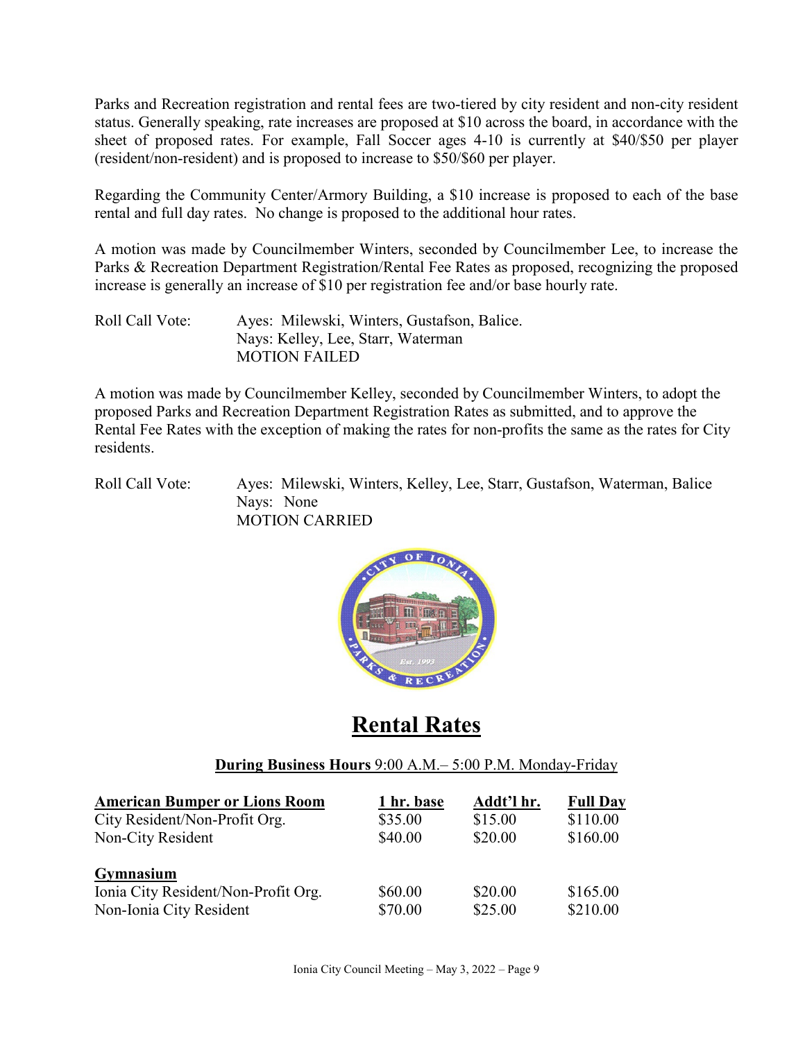Parks and Recreation registration and rental fees are two-tiered by city resident and non-city resident status. Generally speaking, rate increases are proposed at $10 across the board, in accordance with the sheet of proposed rates. For example, Fall Soccer ages 4-10 is currently at $40/$50 per player (resident/non-resident) and is proposed to increase to $50/$60 per player.

Regarding the Community Center/Armory Building, a $10 increase is proposed to each of the base rental and full day rates. No change is proposed to the additional hour rates.

A motion was made by Councilmember Winters, seconded by Councilmember Lee, to increase the Parks & Recreation Department Registration/Rental Fee Rates as proposed, recognizing the proposed increase is generally an increase of $10 per registration fee and/or base hourly rate.

Roll Call Vote: Ayes: Milewski, Winters, Gustafson, Balice.
Nays: Kelley, Lee, Starr, Waterman
MOTION FAILED

A motion was made by Councilmember Kelley, seconded by Councilmember Winters, to adopt the proposed Parks and Recreation Department Registration Rates as submitted, and to approve the Rental Fee Rates with the exception of making the rates for non-profits the same as the rates for City residents.

Roll Call Vote: Ayes: Milewski, Winters, Kelley, Lee, Starr, Gustafson, Waterman, Balice
Nays: None
MOTION CARRIED

# Rental Rates

**During Business Hours** 9:00 A.M.– 5:00 P.M. Monday-Friday

| **American Bumper or Lions Room** | **1 hr. base** | **Addt'l hr.** | **Full Day** |
|---|---|---|---|
| City Resident/Non-Profit Org. | $35.00 | $15.00 | $110.00 |
| Non-City Resident | $40.00 | $20.00 | $160.00 |
| **Gymnasium** | | | |
| Ionia City Resident/Non-Profit Org. | $60.00 | $20.00 | $165.00 |
| Non-Ionia City Resident | $70.00 | $25.00 | $210.00 |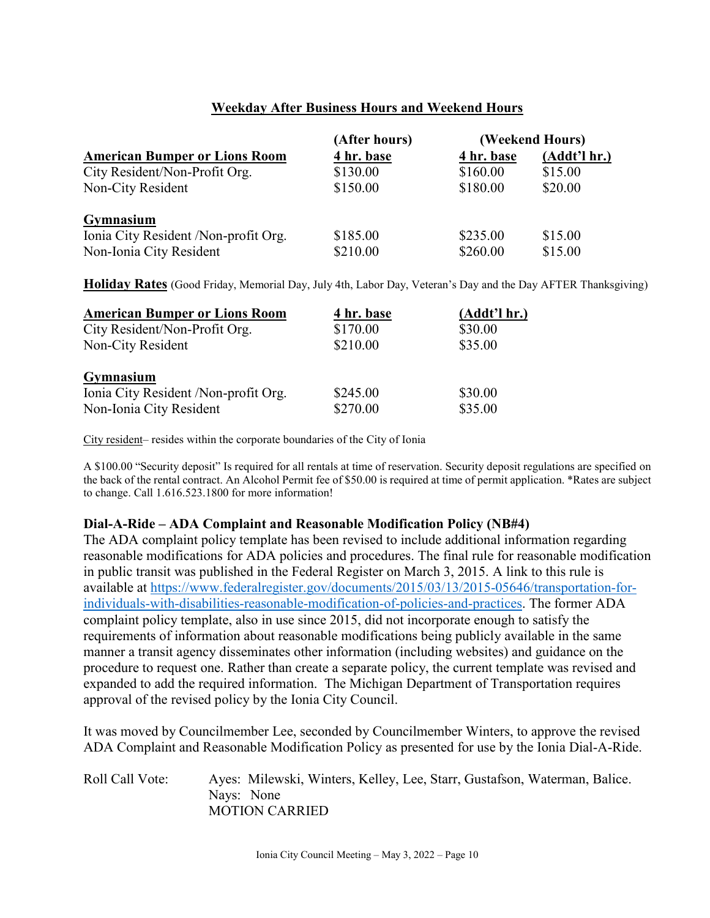## Weekday After Business Hours and Weekend Hours

| **American Bumper or Lions Room** | **(After hours) 4 hr. base** | **(Weekend Hours) 4 hr. base** | **(Addt'l hr.)** |
|---|---|---|---|
| City Resident/Non-Profit Org. | $130.00 | $160.00 | $15.00 |
| Non-City Resident | $150.00 | $180.00 | $20.00 |
| **Gymnasium** | | | |
| Ionia City Resident /Non-profit Org. | $185.00 | $235.00 | $15.00 |
| Non-Ionia City Resident | $210.00 | $260.00 | $15.00 |

**Holiday Rates** (Good Friday, Memorial Day, July 4th, Labor Day, Veteran's Day and the Day AFTER Thanksgiving)

| **American Bumper or Lions Room** | **4 hr. base** | **(Addt'l hr.)** |
|---|---|---|
| City Resident/Non-Profit Org. | $170.00 | $30.00 |
| Non-City Resident | $210.00 | $35.00 |
| **Gymnasium** | | |
| Ionia City Resident /Non-profit Org. | $245.00 | $30.00 |
| Non-Ionia City Resident | $270.00 | $35.00 |

City resident– resides within the corporate boundaries of the City of Ionia

A $100.00 "Security deposit" Is required for all rentals at time of reservation. Security deposit regulations are specified on the back of the rental contract. An Alcohol Permit fee of $50.00 is required at time of permit application. *Rates are subject to change. Call 1.616.523.1800 for more information!

**Dial-A-Ride – ADA Complaint and Reasonable Modification Policy (NB#4)**

The ADA complaint policy template has been revised to include additional information regarding reasonable modifications for ADA policies and procedures. The final rule for reasonable modification in public transit was published in the Federal Register on March 3, 2015. A link to this rule is available at https://www.federalregister.gov/documents/2015/03/13/2015-05646/transportation-for-individuals-with-disabilities-reasonable-modification-of-policies-and-practices. The former ADA complaint policy template, also in use since 2015, did not incorporate enough to satisfy the requirements of information about reasonable modifications being publicly available in the same manner a transit agency disseminates other information (including websites) and guidance on the procedure to request one. Rather than create a separate policy, the current template was revised and expanded to add the required information. The Michigan Department of Transportation requires approval of the revised policy by the Ionia City Council.

It was moved by Councilmember Lee, seconded by Councilmember Winters, to approve the revised ADA Complaint and Reasonable Modification Policy as presented for use by the Ionia Dial-A-Ride.

Roll Call Vote: Ayes: Milewski, Winters, Kelley, Lee, Starr, Gustafson, Waterman, Balice.
Nays: None
MOTION CARRIED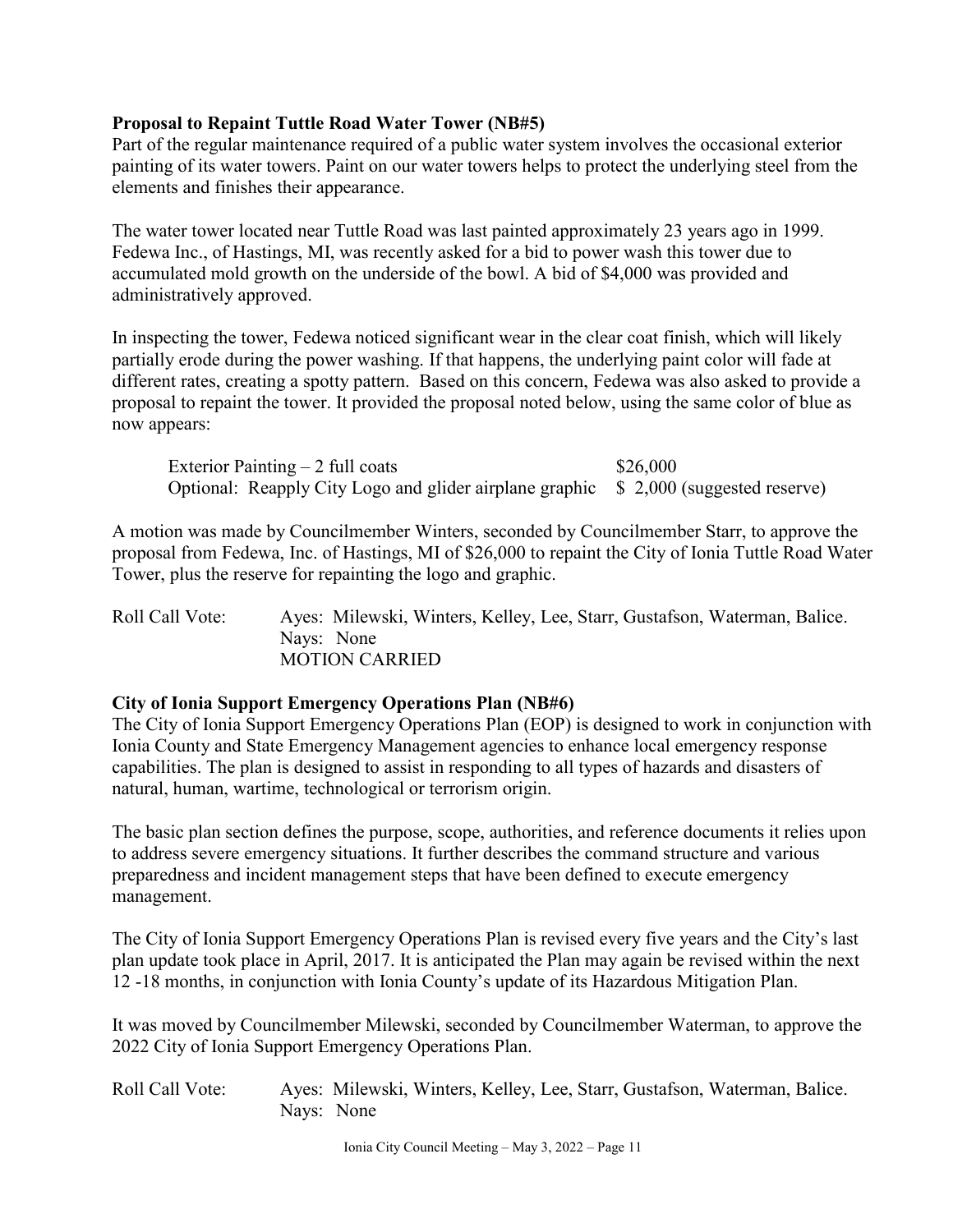**Proposal to Repaint Tuttle Road Water Tower (NB#5)**

Part of the regular maintenance required of a public water system involves the occasional exterior painting of its water towers. Paint on our water towers helps to protect the underlying steel from the elements and finishes their appearance.

The water tower located near Tuttle Road was last painted approximately 23 years ago in 1999. Fedewa Inc., of Hastings, MI, was recently asked for a bid to power wash this tower due to accumulated mold growth on the underside of the bowl. A bid of $4,000 was provided and administratively approved.

In inspecting the tower, Fedewa noticed significant wear in the clear coat finish, which will likely partially erode during the power washing. If that happens, the underlying paint color will fade at different rates, creating a spotty pattern. Based on this concern, Fedewa was also asked to provide a proposal to repaint the tower. It provided the proposal noted below, using the same color of blue as now appears:

| | |
|---|---|
| Exterior Painting – 2 full coats | $26,000 |
| Optional: Reapply City Logo and glider airplane graphic | $ 2,000 (suggested reserve) |

A motion was made by Councilmember Winters, seconded by Councilmember Starr, to approve the proposal from Fedewa, Inc. of Hastings, MI of $26,000 to repaint the City of Ionia Tuttle Road Water Tower, plus the reserve for repainting the logo and graphic.

Roll Call Vote: Ayes: Milewski, Winters, Kelley, Lee, Starr, Gustafson, Waterman, Balice.
Nays: None
MOTION CARRIED

**City of Ionia Support Emergency Operations Plan (NB#6)**

The City of Ionia Support Emergency Operations Plan (EOP) is designed to work in conjunction with Ionia County and State Emergency Management agencies to enhance local emergency response capabilities. The plan is designed to assist in responding to all types of hazards and disasters of natural, human, wartime, technological or terrorism origin.

The basic plan section defines the purpose, scope, authorities, and reference documents it relies upon to address severe emergency situations. It further describes the command structure and various preparedness and incident management steps that have been defined to execute emergency management.

The City of Ionia Support Emergency Operations Plan is revised every five years and the City's last plan update took place in April, 2017. It is anticipated the Plan may again be revised within the next 12 -18 months, in conjunction with Ionia County's update of its Hazardous Mitigation Plan.

It was moved by Councilmember Milewski, seconded by Councilmember Waterman, to approve the 2022 City of Ionia Support Emergency Operations Plan.

Roll Call Vote: Ayes: Milewski, Winters, Kelley, Lee, Starr, Gustafson, Waterman, Balice.
Nays: None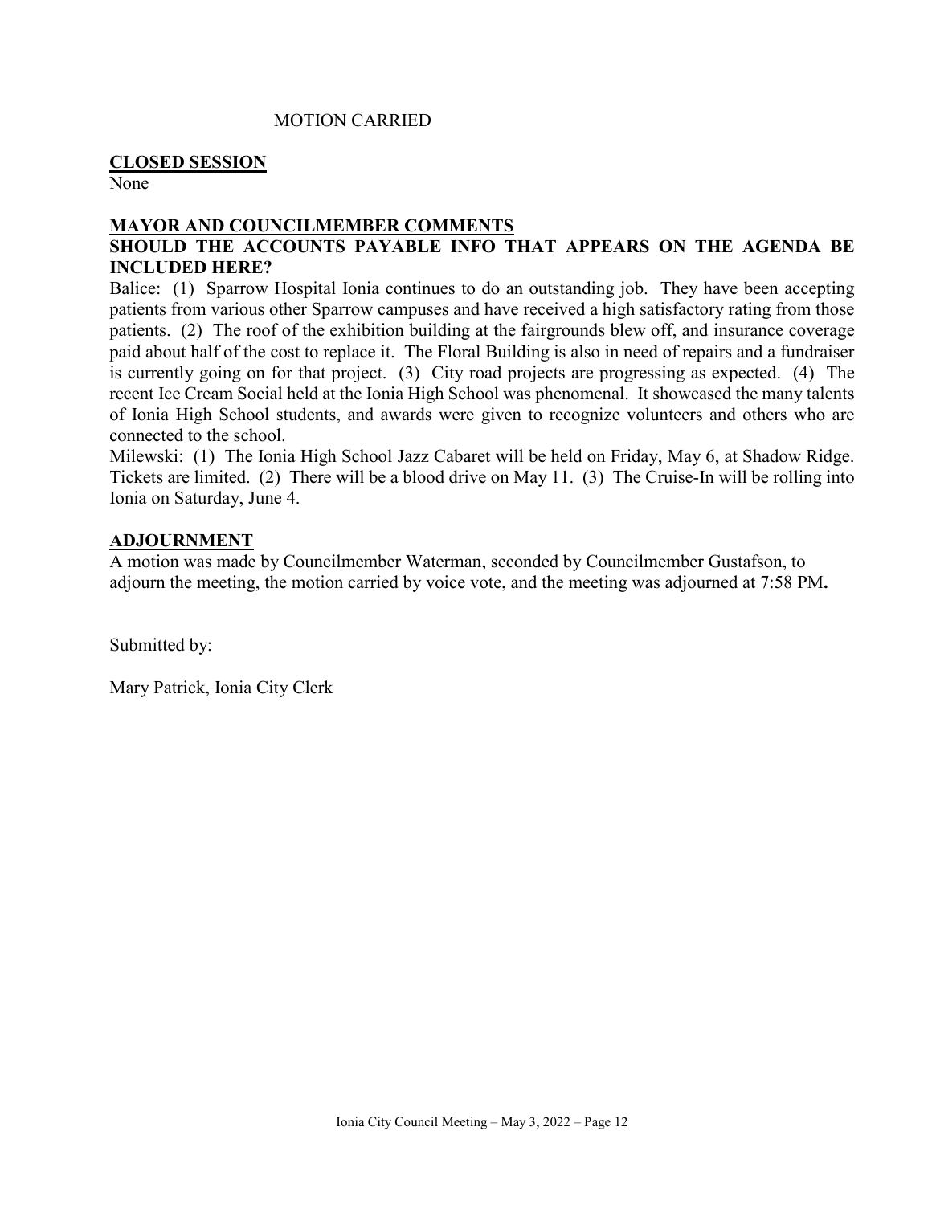MOTION CARRIED

**CLOSED SESSION**

None

**MAYOR AND COUNCILMEMBER COMMENTS**

**SHOULD THE ACCOUNTS PAYABLE INFO THAT APPEARS ON THE AGENDA BE INCLUDED HERE?**

Balice: (1) Sparrow Hospital Ionia continues to do an outstanding job. They have been accepting patients from various other Sparrow campuses and have received a high satisfactory rating from those patients. (2) The roof of the exhibition building at the fairgrounds blew off, and insurance coverage paid about half of the cost to replace it. The Floral Building is also in need of repairs and a fundraiser is currently going on for that project. (3) City road projects are progressing as expected. (4) The recent Ice Cream Social held at the Ionia High School was phenomenal. It showcased the many talents of Ionia High School students, and awards were given to recognize volunteers and others who are connected to the school.

Milewski: (1) The Ionia High School Jazz Cabaret will be held on Friday, May 6, at Shadow Ridge. Tickets are limited. (2) There will be a blood drive on May 11. (3) The Cruise-In will be rolling into Ionia on Saturday, June 4.

**ADJOURNMENT**

A motion was made by Councilmember Waterman, seconded by Councilmember Gustafson, to adjourn the meeting, the motion carried by voice vote, and the meeting was adjourned at 7:58 PM**.**

Submitted by:

Mary Patrick, Ionia City Clerk